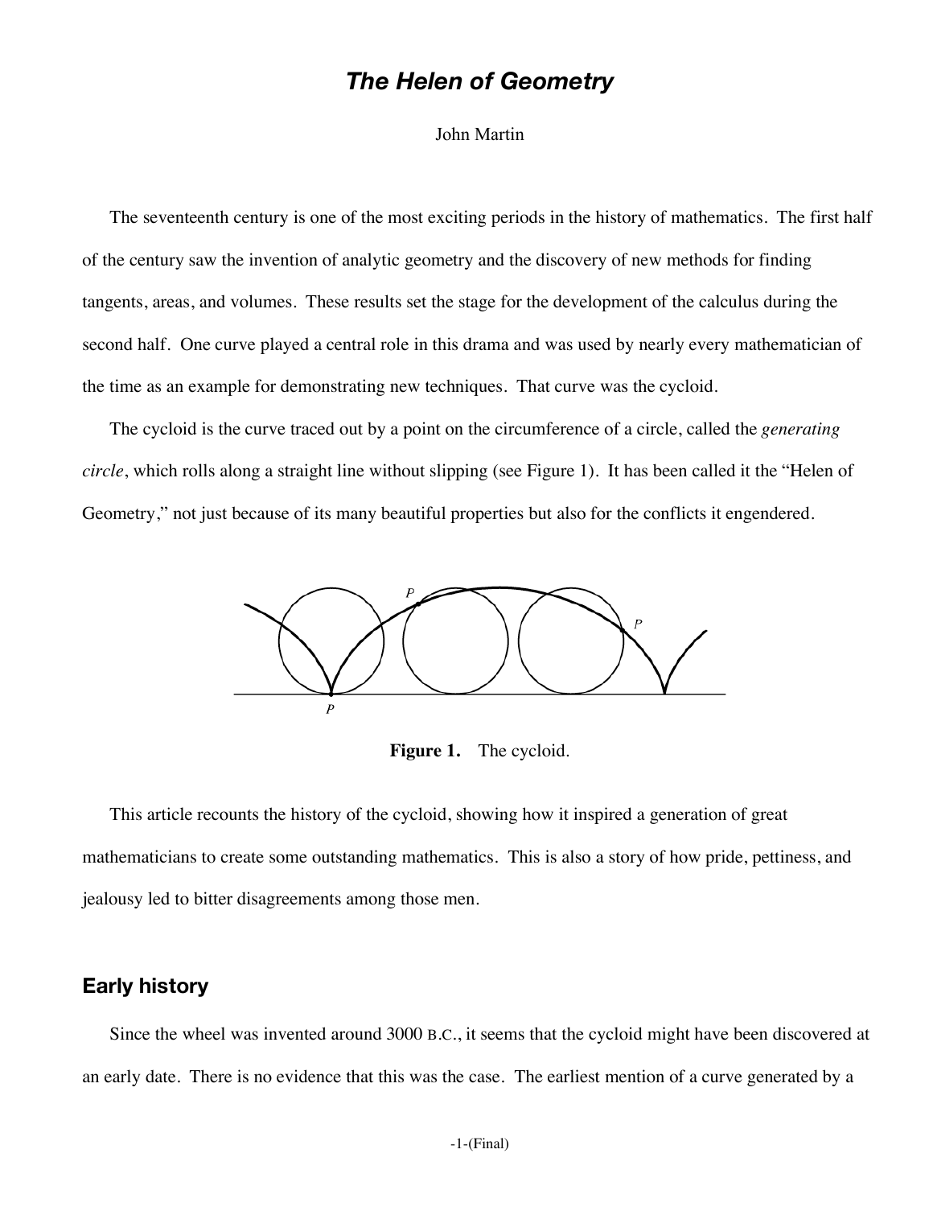# *The Helen of Geometry*

John Martin

The seventeenth century is one of the most exciting periods in the history of mathematics. The first half of the century saw the invention of analytic geometry and the discovery of new methods for finding tangents, areas, and volumes. These results set the stage for the development of the calculus during the second half. One curve played a central role in this drama and was used by nearly every mathematician of the time as an example for demonstrating new techniques. That curve was the cycloid.

The cycloid is the curve traced out by a point on the circumference of a circle, called the *generating circle*, which rolls along a straight line without slipping (see Figure 1). It has been called it the "Helen of Geometry," not just because of its many beautiful properties but also for the conflicts it engendered.

**Figure 1.** The cycloid.

This article recounts the history of the cycloid, showing how it inspired a generation of great mathematicians to create some outstanding mathematics. This is also a story of how pride, pettiness, and jealousy led to bitter disagreements among those men.

## Early history

Since the wheel was invented around 3000 B.C., it seems that the cycloid might have been discovered at an early date. There is no evidence that this was the case. The earliest mention of a curve generated by a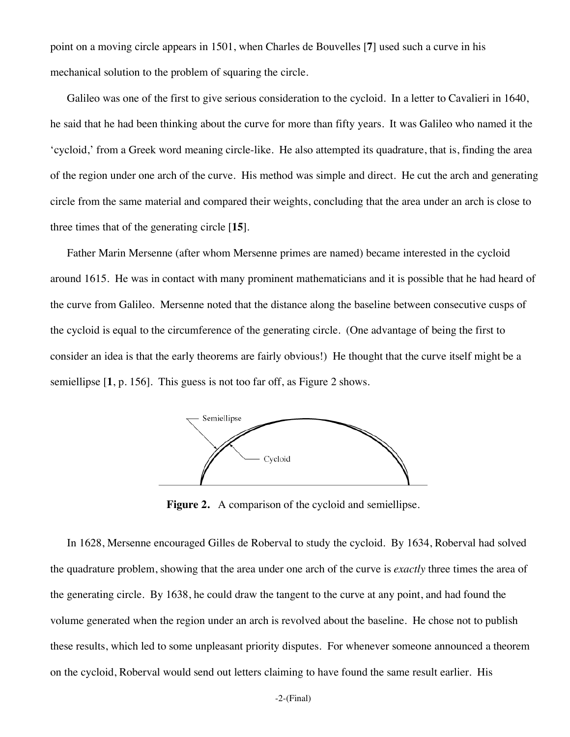point on a moving circle appears in 1501, when Charles de Bouvelles [**7**] used such a curve in his mechanical solution to the problem of squaring the circle.

Galileo was one of the first to give serious consideration to the cycloid. In a letter to Cavalieri in 1640, he said that he had been thinking about the curve for more than fifty years. It was Galileo who named it the 'cycloid,' from a Greek word meaning circle-like. He also attempted its quadrature, that is, finding the area of the region under one arch of the curve. His method was simple and direct. He cut the arch and generating circle from the same material and compared their weights, concluding that the area under an arch is close to three times that of the generating circle [**15**].

Father Marin Mersenne (after whom Mersenne primes are named) became interested in the cycloid around 1615. He was in contact with many prominent mathematicians and it is possible that he had heard of the curve from Galileo. Mersenne noted that the distance along the baseline between consecutive cusps of the cycloid is equal to the circumference of the generating circle. (One advantage of being the first to consider an idea is that the early theorems are fairly obvious!) He thought that the curve itself might be a semiellipse [**1**, p. 156]. This guess is not too far off, as Figure 2 shows.

**Figure 2.** A comparison of the cycloid and semiellipse.

In 1628, Mersenne encouraged Gilles de Roberval to study the cycloid. By 1634, Roberval had solved the quadrature problem, showing that the area under one arch of the curve is *exactly* three times the area of the generating circle. By 1638, he could draw the tangent to the curve at any point, and had found the volume generated when the region under an arch is revolved about the baseline. He chose not to publish these results, which led to some unpleasant priority disputes. For whenever someone announced a theorem on the cycloid, Roberval would send out letters claiming to have found the same result earlier. His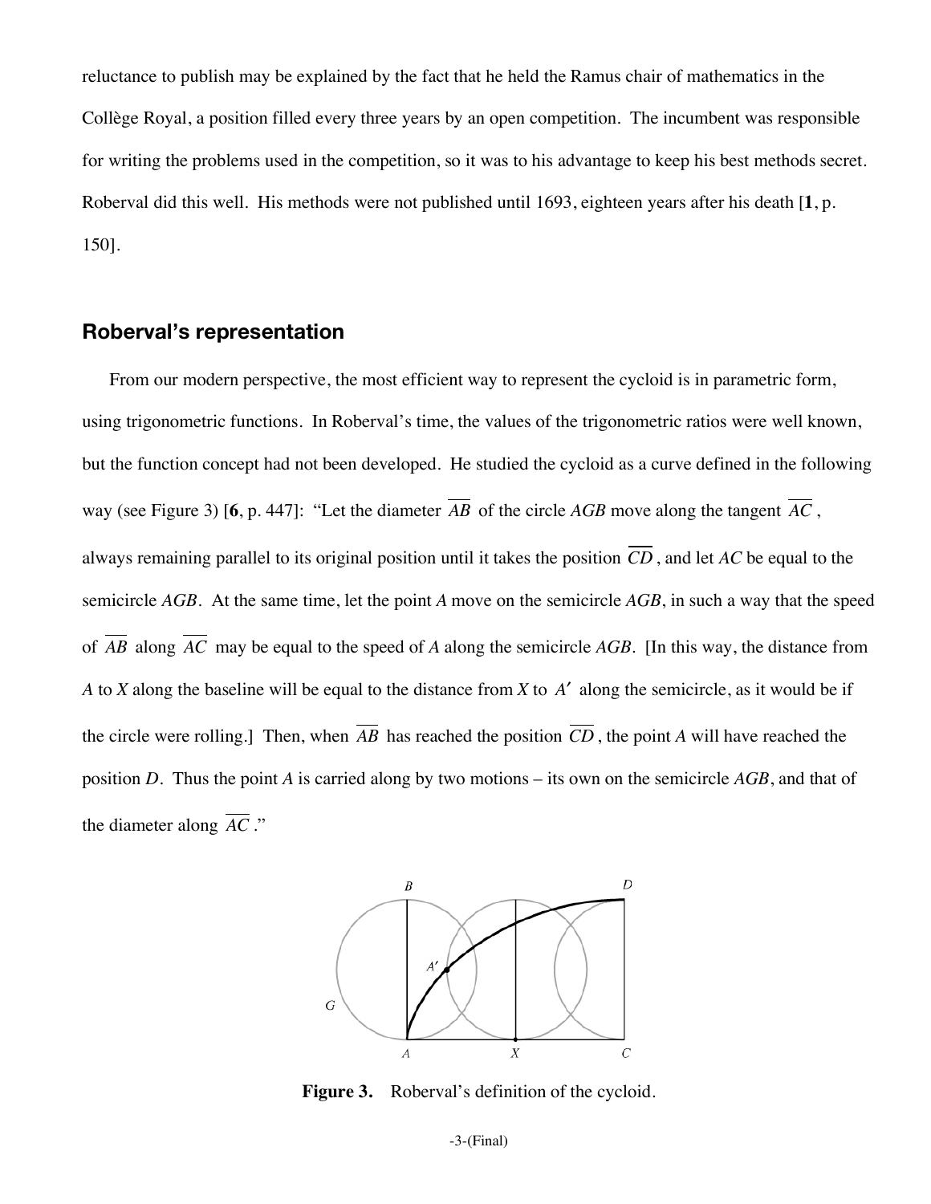reluctance to publish may be explained by the fact that he held the Ramus chair of mathematics in the Collège Royal, a position filled every three years by an open competition. The incumbent was responsible for writing the problems used in the competition, so it was to his advantage to keep his best methods secret. Roberval did this well. His methods were not published until 1693, eighteen years after his death [**1**, p. 150].

## Roberval's representation

From our modern perspective, the most efficient way to represent the cycloid is in parametric form, using trigonometric functions. In Roberval's time, the values of the trigonometric ratios were well known, but the function concept had not been developed. He studied the cycloid as a curve defined in the following way (see Figure 3) [**6**, p. 447]: "Let the diameter $\overline{AB}$ of the circle *AGB* move along the tangent $\overline{AC}$, always remaining parallel to its original position until it takes the position $\overline{CD}$, and let *AC* be equal to the semicircle *AGB*. At the same time, let the point *A* move on the semicircle *AGB*, in such a way that the speed of $\overline{AB}$ along $\overline{AC}$ may be equal to the speed of *A* along the semicircle *AGB*. [In this way, the distance from *A* to *X* along the baseline will be equal to the distance from *X* to $A'$ along the semicircle, as it would be if the circle were rolling.] Then, when $\overline{AB}$ has reached the position $\overline{CD}$, the point *A* will have reached the position *D*. Thus the point *A* is carried along by two motions – its own on the semicircle *AGB*, and that of the diameter along $\overline{AC}$."

**Figure 3.** Roberval's definition of the cycloid.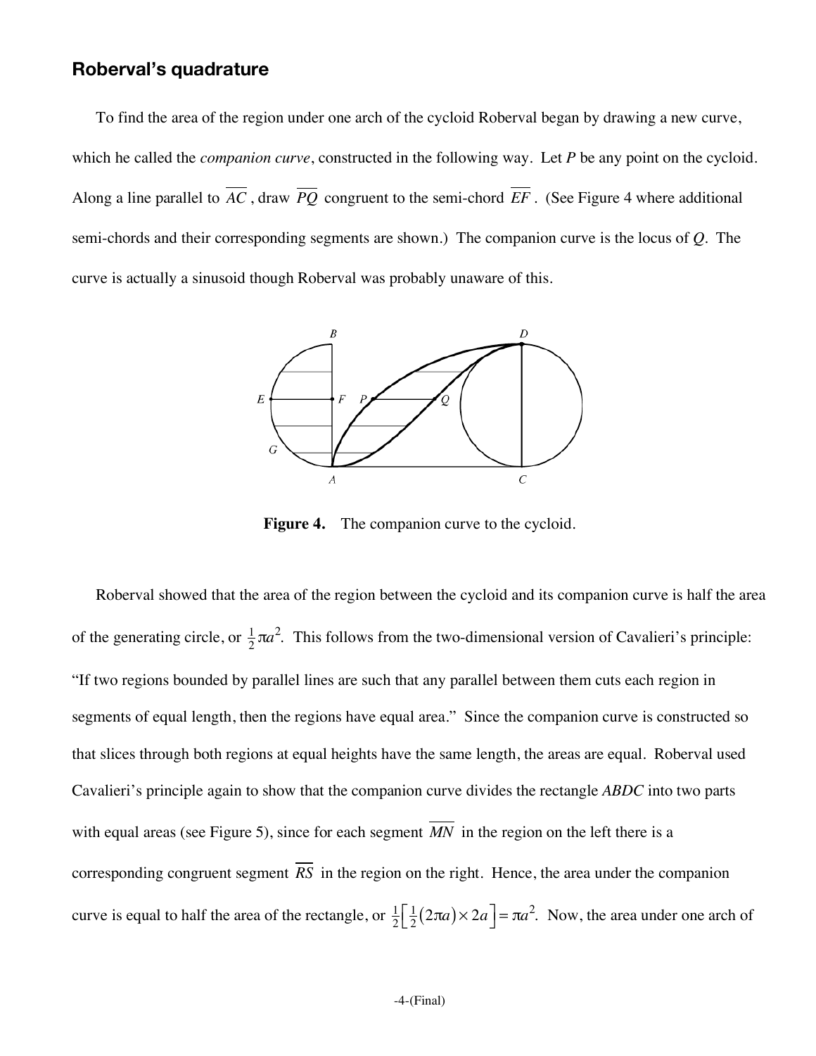## Roberval's quadrature

To find the area of the region under one arch of the cycloid Roberval began by drawing a new curve, which he called the *companion curve*, constructed in the following way. Let $P$ be any point on the cycloid. Along a line parallel to $\overline{AC}$, draw $\overline{PQ}$ congruent to the semi-chord $\overline{EF}$. (See Figure 4 where additional semi-chords and their corresponding segments are shown.) The companion curve is the locus of $Q$. The curve is actually a sinusoid though Roberval was probably unaware of this.

**Figure 4.** The companion curve to the cycloid.

Roberval showed that the area of the region between the cycloid and its companion curve is half the area of the generating circle, or $\frac{1}{2}\pi a^2$. This follows from the two-dimensional version of Cavalieri's principle: "If two regions bounded by parallel lines are such that any parallel between them cuts each region in segments of equal length, then the regions have equal area." Since the companion curve is constructed so that slices through both regions at equal heights have the same length, the areas are equal. Roberval used Cavalieri's principle again to show that the companion curve divides the rectangle *ABDC* into two parts with equal areas (see Figure 5), since for each segment $\overline{MN}$ in the region on the left there is a corresponding congruent segment $\overline{RS}$ in the region on the right. Hence, the area under the companion curve is equal to half the area of the rectangle, or $\frac{1}{2}\left[\frac{1}{2}(2\pi a)\times 2a\right]=\pi a^2$. Now, the area under one arch of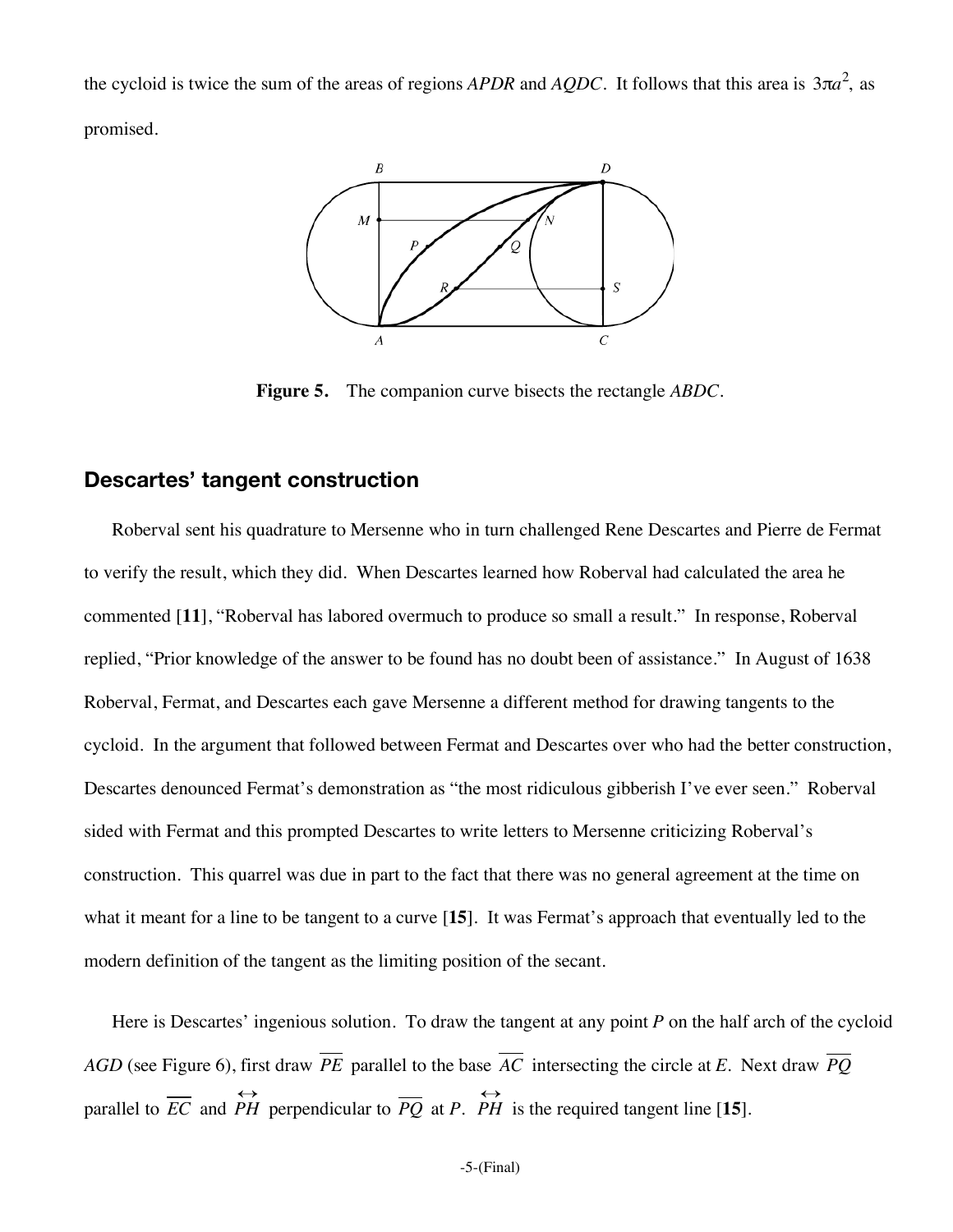the cycloid is twice the sum of the areas of regions *APDR* and *AQDC*. It follows that this area is $3\pi a^2$, as promised.

**Figure 5.** The companion curve bisects the rectangle *ABDC*.

## Descartes' tangent construction

Roberval sent his quadrature to Mersenne who in turn challenged Rene Descartes and Pierre de Fermat to verify the result, which they did. When Descartes learned how Roberval had calculated the area he commented [**11**], "Roberval has labored overmuch to produce so small a result." In response, Roberval replied, "Prior knowledge of the answer to be found has no doubt been of assistance." In August of 1638 Roberval, Fermat, and Descartes each gave Mersenne a different method for drawing tangents to the cycloid. In the argument that followed between Fermat and Descartes over who had the better construction, Descartes denounced Fermat's demonstration as "the most ridiculous gibberish I've ever seen." Roberval sided with Fermat and this prompted Descartes to write letters to Mersenne criticizing Roberval's construction. This quarrel was due in part to the fact that there was no general agreement at the time on what it meant for a line to be tangent to a curve [**15**]. It was Fermat's approach that eventually led to the modern definition of the tangent as the limiting position of the secant.

Here is Descartes' ingenious solution. To draw the tangent at any point *P* on the half arch of the cycloid *AGD* (see Figure 6), first draw $\overline{PE}$ parallel to the base $\overline{AC}$ intersecting the circle at *E*. Next draw $\overline{PQ}$ parallel to $\overline{EC}$ and $\overleftrightarrow{PH}$ perpendicular to $\overline{PQ}$ at *P*. $\overleftrightarrow{PH}$ is the required tangent line [**15**].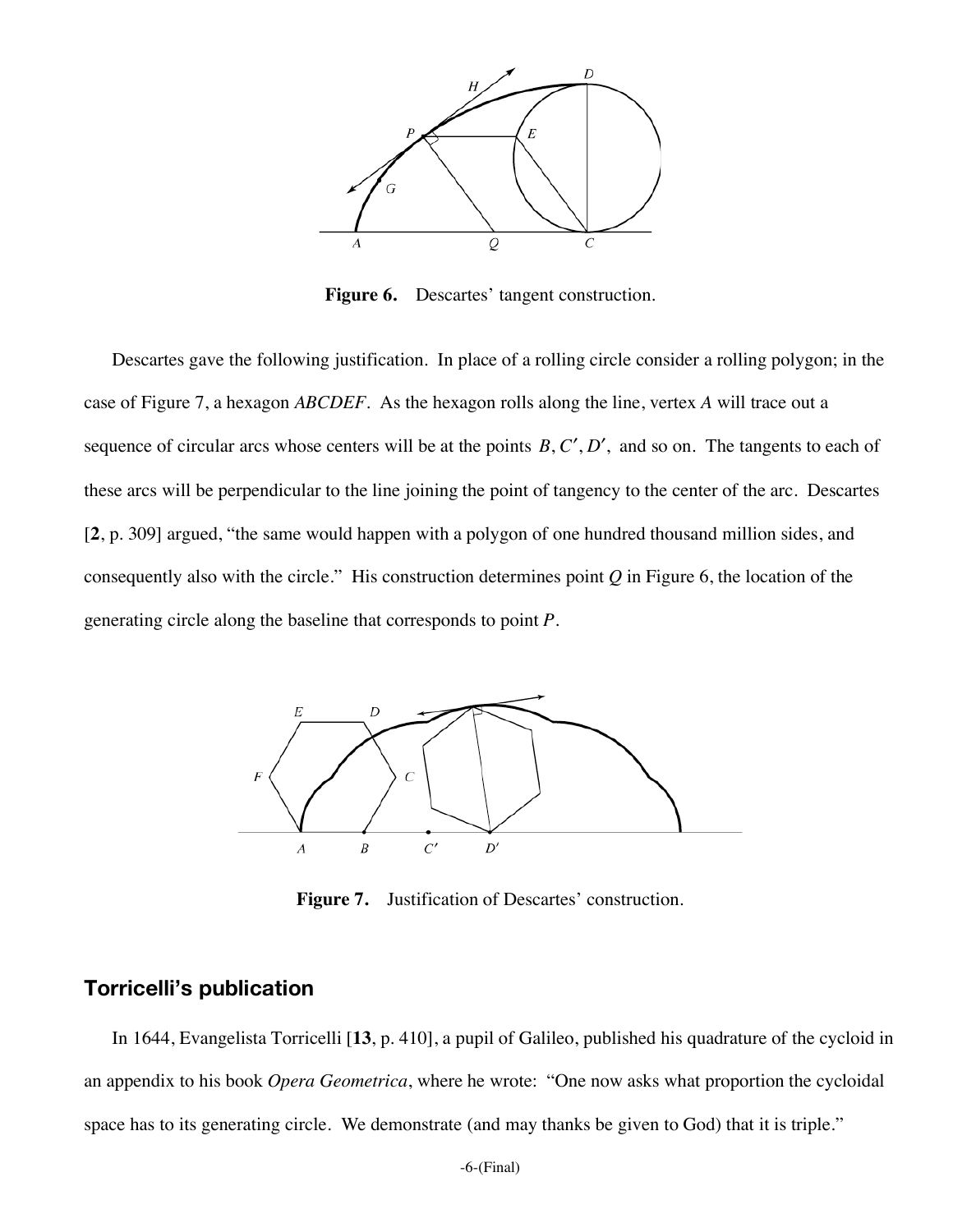**Figure 6.** Descartes' tangent construction.

Descartes gave the following justification. In place of a rolling circle consider a rolling polygon; in the case of Figure 7, a hexagon *ABCDEF*. As the hexagon rolls along the line, vertex *A* will trace out a sequence of circular arcs whose centers will be at the points $B, C', D'$, and so on. The tangents to each of these arcs will be perpendicular to the line joining the point of tangency to the center of the arc. Descartes [**2**, p. 309] argued, "the same would happen with a polygon of one hundred thousand million sides, and consequently also with the circle." His construction determines point $Q$ in Figure 6, the location of the generating circle along the baseline that corresponds to point $P$.

**Figure 7.** Justification of Descartes' construction.

## Torricelli's publication

In 1644, Evangelista Torricelli [**13**, p. 410], a pupil of Galileo, published his quadrature of the cycloid in an appendix to his book *Opera Geometrica*, where he wrote: "One now asks what proportion the cycloidal space has to its generating circle. We demonstrate (and may thanks be given to God) that it is triple."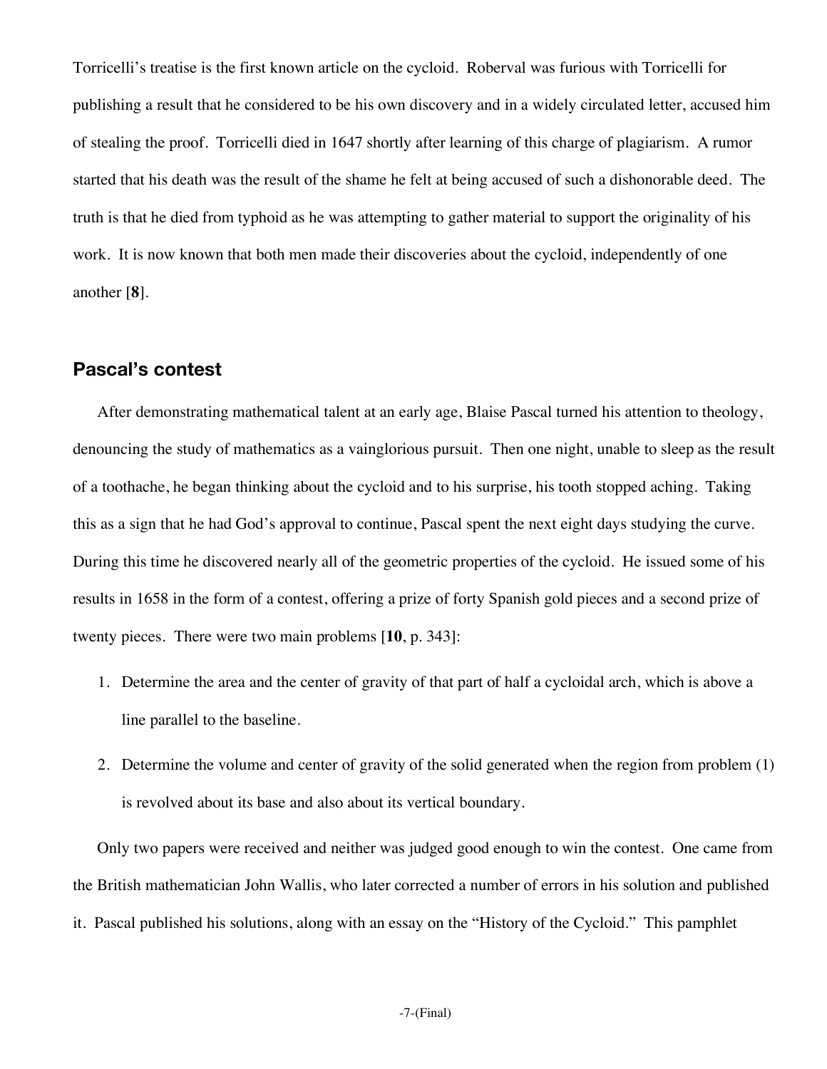Torricelli's treatise is the first known article on the cycloid. Roberval was furious with Torricelli for publishing a result that he considered to be his own discovery and in a widely circulated letter, accused him of stealing the proof. Torricelli died in 1647 shortly after learning of this charge of plagiarism. A rumor started that his death was the result of the shame he felt at being accused of such a dishonorable deed. The truth is that he died from typhoid as he was attempting to gather material to support the originality of his work. It is now known that both men made their discoveries about the cycloid, independently of one another [**8**].

## Pascal's contest

After demonstrating mathematical talent at an early age, Blaise Pascal turned his attention to theology, denouncing the study of mathematics as a vainglorious pursuit. Then one night, unable to sleep as the result of a toothache, he began thinking about the cycloid and to his surprise, his tooth stopped aching. Taking this as a sign that he had God's approval to continue, Pascal spent the next eight days studying the curve. During this time he discovered nearly all of the geometric properties of the cycloid. He issued some of his results in 1658 in the form of a contest, offering a prize of forty Spanish gold pieces and a second prize of twenty pieces. There were two main problems [**10**, p. 343]:

1. Determine the area and the center of gravity of that part of half a cycloidal arch, which is above a line parallel to the baseline.
2. Determine the volume and center of gravity of the solid generated when the region from problem (1) is revolved about its base and also about its vertical boundary.

Only two papers were received and neither was judged good enough to win the contest. One came from the British mathematician John Wallis, who later corrected a number of errors in his solution and published it. Pascal published his solutions, along with an essay on the "History of the Cycloid." This pamphlet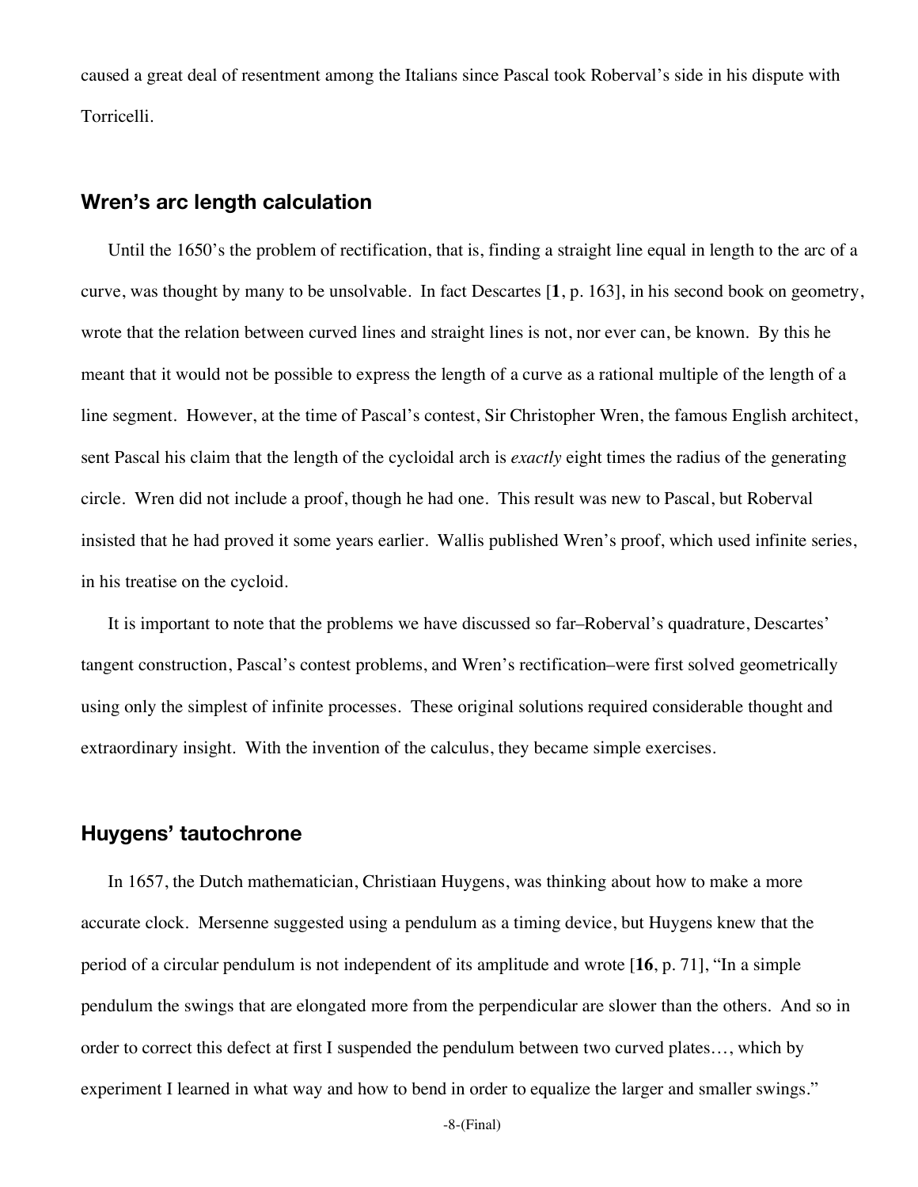caused a great deal of resentment among the Italians since Pascal took Roberval's side in his dispute with Torricelli.

## Wren's arc length calculation

Until the 1650's the problem of rectification, that is, finding a straight line equal in length to the arc of a curve, was thought by many to be unsolvable. In fact Descartes [**1**, p. 163], in his second book on geometry, wrote that the relation between curved lines and straight lines is not, nor ever can, be known. By this he meant that it would not be possible to express the length of a curve as a rational multiple of the length of a line segment. However, at the time of Pascal's contest, Sir Christopher Wren, the famous English architect, sent Pascal his claim that the length of the cycloidal arch is *exactly* eight times the radius of the generating circle. Wren did not include a proof, though he had one. This result was new to Pascal, but Roberval insisted that he had proved it some years earlier. Wallis published Wren's proof, which used infinite series, in his treatise on the cycloid.

It is important to note that the problems we have discussed so far–Roberval's quadrature, Descartes' tangent construction, Pascal's contest problems, and Wren's rectification–were first solved geometrically using only the simplest of infinite processes. These original solutions required considerable thought and extraordinary insight. With the invention of the calculus, they became simple exercises.

## Huygens' tautochrone

In 1657, the Dutch mathematician, Christiaan Huygens, was thinking about how to make a more accurate clock. Mersenne suggested using a pendulum as a timing device, but Huygens knew that the period of a circular pendulum is not independent of its amplitude and wrote [**16**, p. 71], "In a simple pendulum the swings that are elongated more from the perpendicular are slower than the others. And so in order to correct this defect at first I suspended the pendulum between two curved plates…, which by experiment I learned in what way and how to bend in order to equalize the larger and smaller swings."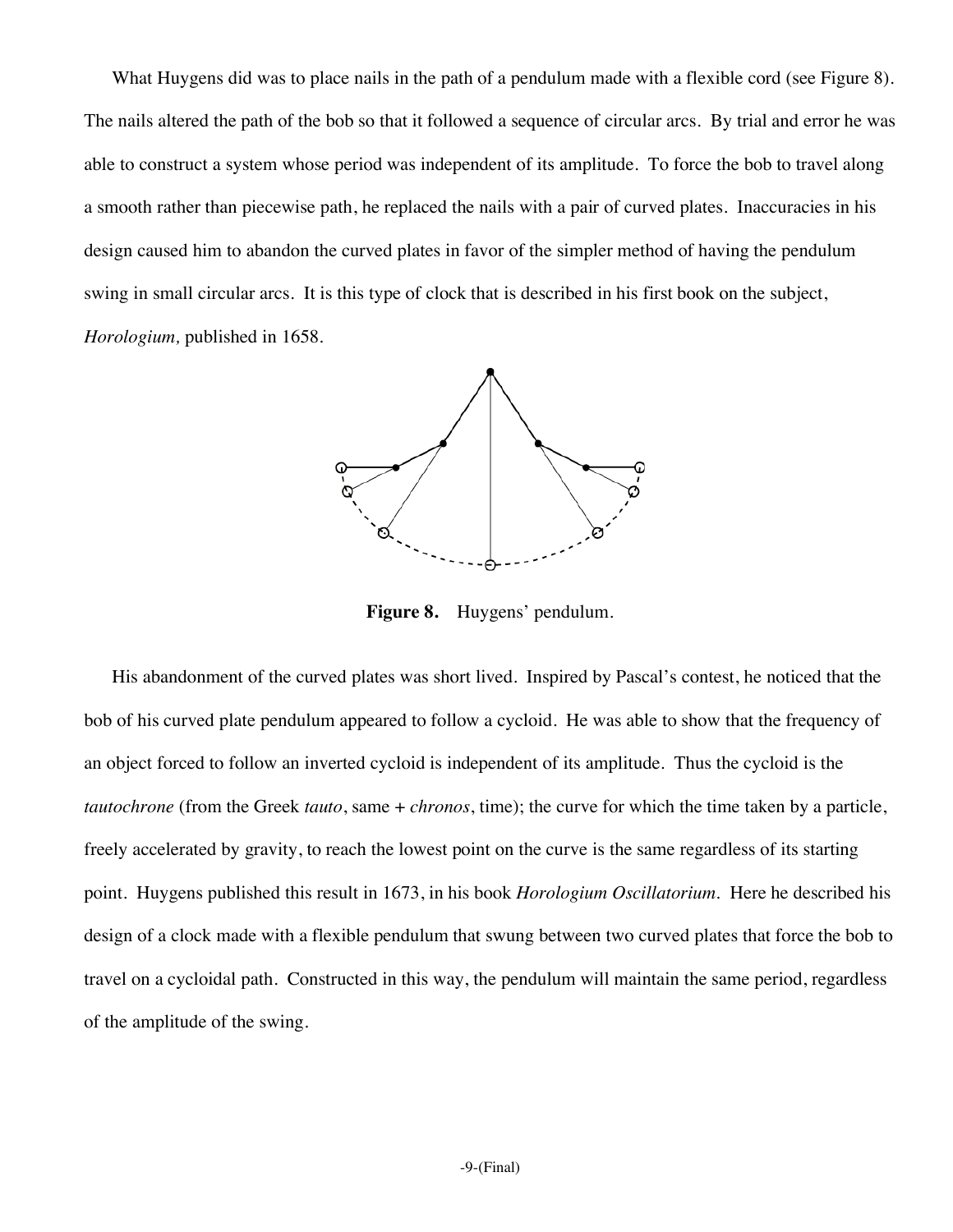What Huygens did was to place nails in the path of a pendulum made with a flexible cord (see Figure 8). The nails altered the path of the bob so that it followed a sequence of circular arcs. By trial and error he was able to construct a system whose period was independent of its amplitude. To force the bob to travel along a smooth rather than piecewise path, he replaced the nails with a pair of curved plates. Inaccuracies in his design caused him to abandon the curved plates in favor of the simpler method of having the pendulum swing in small circular arcs. It is this type of clock that is described in his first book on the subject, *Horologium,* published in 1658.

**Figure 8.** Huygens' pendulum.

His abandonment of the curved plates was short lived. Inspired by Pascal's contest, he noticed that the bob of his curved plate pendulum appeared to follow a cycloid. He was able to show that the frequency of an object forced to follow an inverted cycloid is independent of its amplitude. Thus the cycloid is the *tautochrone* (from the Greek *tauto*, same + *chronos*, time); the curve for which the time taken by a particle, freely accelerated by gravity, to reach the lowest point on the curve is the same regardless of its starting point. Huygens published this result in 1673, in his book *Horologium Oscillatorium.* Here he described his design of a clock made with a flexible pendulum that swung between two curved plates that force the bob to travel on a cycloidal path. Constructed in this way, the pendulum will maintain the same period, regardless of the amplitude of the swing.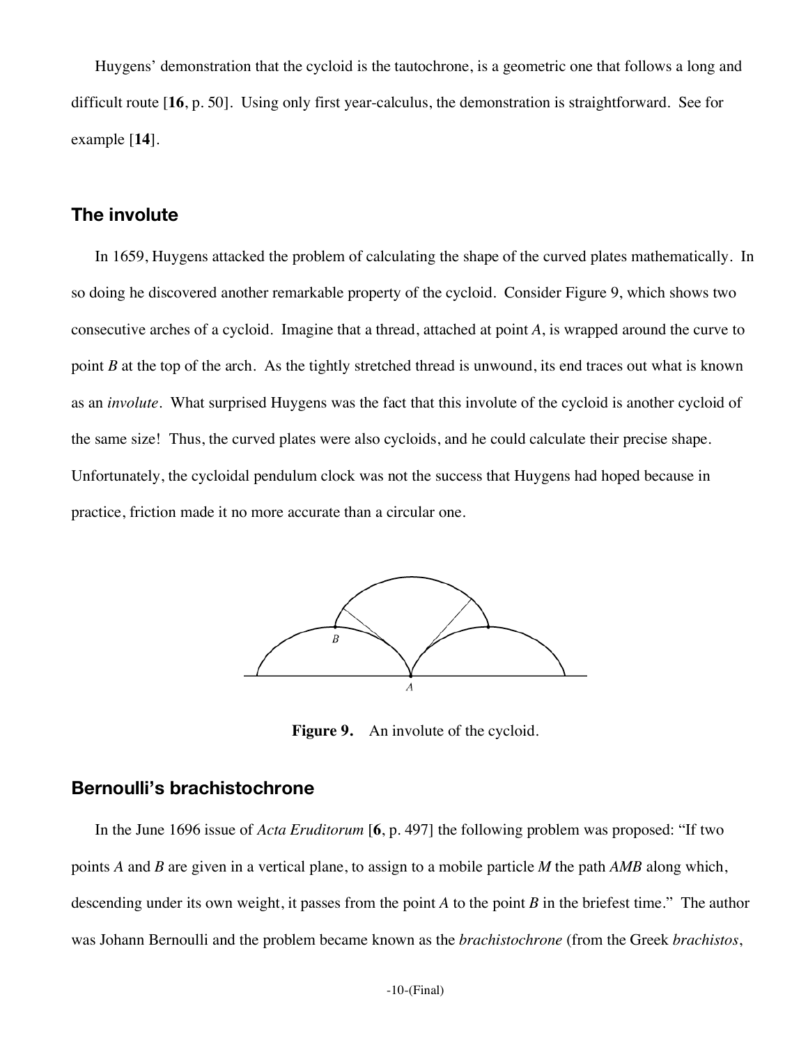Huygens' demonstration that the cycloid is the tautochrone, is a geometric one that follows a long and difficult route [**16**, p. 50]. Using only first year-calculus, the demonstration is straightforward. See for example [**14**].

## The involute

In 1659, Huygens attacked the problem of calculating the shape of the curved plates mathematically. In so doing he discovered another remarkable property of the cycloid. Consider Figure 9, which shows two consecutive arches of a cycloid. Imagine that a thread, attached at point *A*, is wrapped around the curve to point *B* at the top of the arch. As the tightly stretched thread is unwound, its end traces out what is known as an *involute*. What surprised Huygens was the fact that this involute of the cycloid is another cycloid of the same size! Thus, the curved plates were also cycloids, and he could calculate their precise shape. Unfortunately, the cycloidal pendulum clock was not the success that Huygens had hoped because in practice, friction made it no more accurate than a circular one.

**Figure 9.** An involute of the cycloid.

## Bernoulli's brachistochrone

In the June 1696 issue of *Acta Eruditorum* [**6**, p. 497] the following problem was proposed: "If two points *A* and *B* are given in a vertical plane, to assign to a mobile particle *M* the path *AMB* along which, descending under its own weight, it passes from the point *A* to the point *B* in the briefest time." The author was Johann Bernoulli and the problem became known as the *brachistochrone* (from the Greek *brachistos*,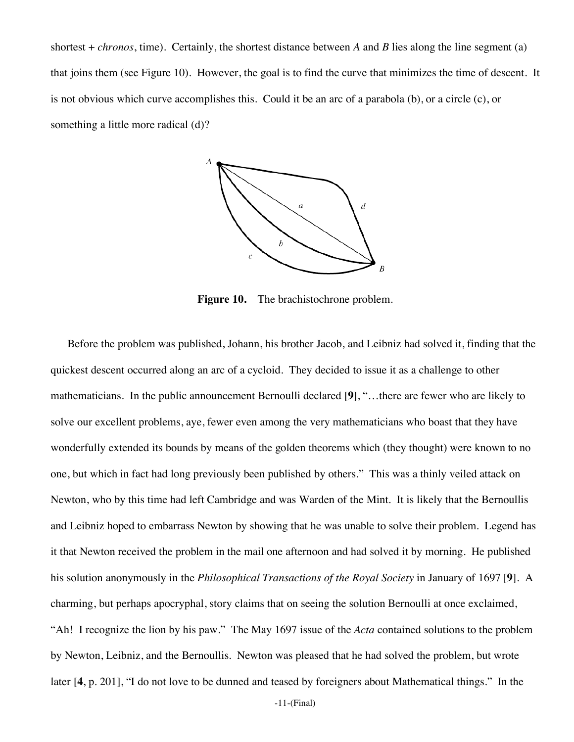shortest + *chronos*, time). Certainly, the shortest distance between *A* and *B* lies along the line segment (a) that joins them (see Figure 10). However, the goal is to find the curve that minimizes the time of descent. It is not obvious which curve accomplishes this. Could it be an arc of a parabola (b), or a circle (c), or something a little more radical (d)?

**Figure 10.** The brachistochrone problem.

Before the problem was published, Johann, his brother Jacob, and Leibniz had solved it, finding that the quickest descent occurred along an arc of a cycloid. They decided to issue it as a challenge to other mathematicians. In the public announcement Bernoulli declared [**9**], "…there are fewer who are likely to solve our excellent problems, aye, fewer even among the very mathematicians who boast that they have wonderfully extended its bounds by means of the golden theorems which (they thought) were known to no one, but which in fact had long previously been published by others." This was a thinly veiled attack on Newton, who by this time had left Cambridge and was Warden of the Mint. It is likely that the Bernoullis and Leibniz hoped to embarrass Newton by showing that he was unable to solve their problem. Legend has it that Newton received the problem in the mail one afternoon and had solved it by morning. He published his solution anonymously in the *Philosophical Transactions of the Royal Society* in January of 1697 [**9**]. A charming, but perhaps apocryphal, story claims that on seeing the solution Bernoulli at once exclaimed, "Ah! I recognize the lion by his paw." The May 1697 issue of the *Acta* contained solutions to the problem by Newton, Leibniz, and the Bernoullis. Newton was pleased that he had solved the problem, but wrote later [**4**, p. 201], "I do not love to be dunned and teased by foreigners about Mathematical things." In the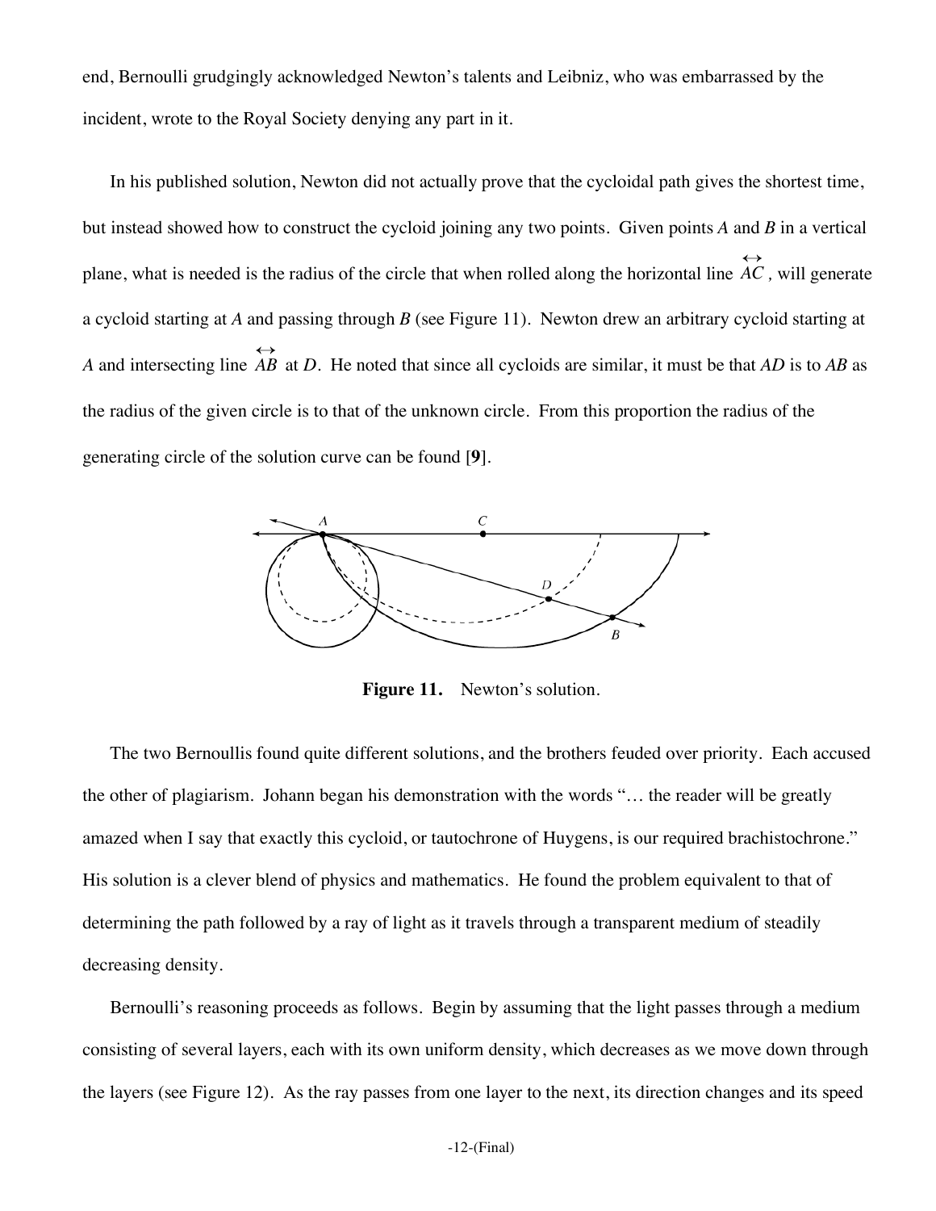end, Bernoulli grudgingly acknowledged Newton's talents and Leibniz, who was embarrassed by the incident, wrote to the Royal Society denying any part in it.

In his published solution, Newton did not actually prove that the cycloidal path gives the shortest time, but instead showed how to construct the cycloid joining any two points. Given points *A* and *B* in a vertical plane, what is needed is the radius of the circle that when rolled along the horizontal line $\overleftrightarrow{AC}$, will generate a cycloid starting at *A* and passing through *B* (see Figure 11). Newton drew an arbitrary cycloid starting at *A* and intersecting line $\overleftrightarrow{AB}$ at *D*. He noted that since all cycloids are similar, it must be that *AD* is to *AB* as the radius of the given circle is to that of the unknown circle. From this proportion the radius of the generating circle of the solution curve can be found [**9**].

**Figure 11.** Newton's solution.

The two Bernoullis found quite different solutions, and the brothers feuded over priority. Each accused the other of plagiarism. Johann began his demonstration with the words "… the reader will be greatly amazed when I say that exactly this cycloid, or tautochrone of Huygens, is our required brachistochrone." His solution is a clever blend of physics and mathematics. He found the problem equivalent to that of determining the path followed by a ray of light as it travels through a transparent medium of steadily decreasing density.

Bernoulli's reasoning proceeds as follows. Begin by assuming that the light passes through a medium consisting of several layers, each with its own uniform density, which decreases as we move down through the layers (see Figure 12). As the ray passes from one layer to the next, its direction changes and its speed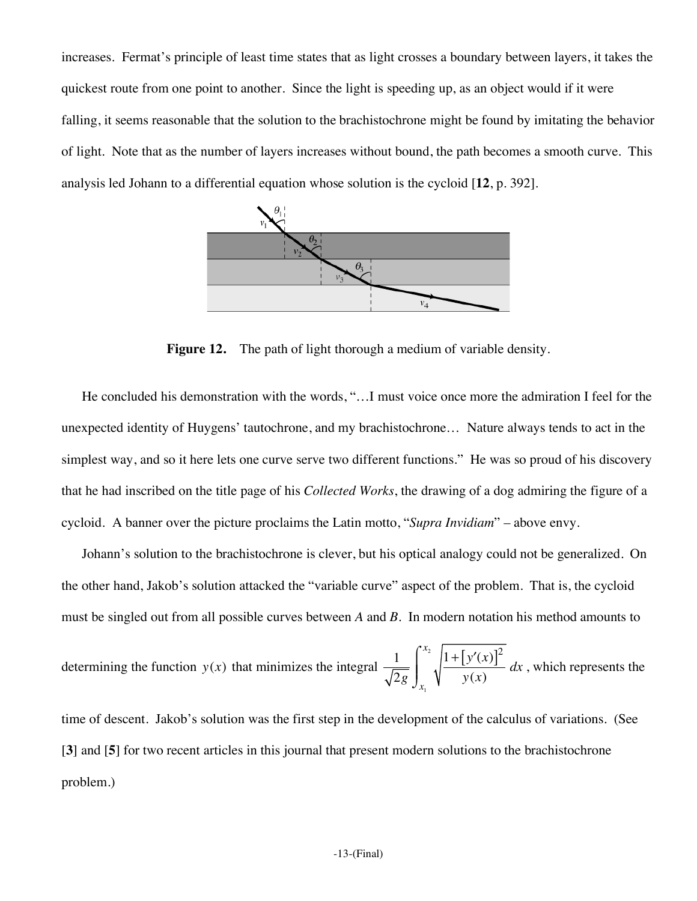increases. Fermat's principle of least time states that as light crosses a boundary between layers, it takes the quickest route from one point to another. Since the light is speeding up, as an object would if it were falling, it seems reasonable that the solution to the brachistochrone might be found by imitating the behavior of light. Note that as the number of layers increases without bound, the path becomes a smooth curve. This analysis led Johann to a differential equation whose solution is the cycloid [**12**, p. 392].

**Figure 12.** The path of light thorough a medium of variable density.

He concluded his demonstration with the words, "…I must voice once more the admiration I feel for the unexpected identity of Huygens' tautochrone, and my brachistochrone… Nature always tends to act in the simplest way, and so it here lets one curve serve two different functions." He was so proud of his discovery that he had inscribed on the title page of his *Collected Works*, the drawing of a dog admiring the figure of a cycloid. A banner over the picture proclaims the Latin motto, "*Supra Invidiam*" – above envy.

Johann's solution to the brachistochrone is clever, but his optical analogy could not be generalized. On the other hand, Jakob's solution attacked the "variable curve" aspect of the problem. That is, the cycloid must be singled out from all possible curves between *A* and *B*. In modern notation his method amounts to determining the function $y(x)$ that minimizes the integral $\dfrac{1}{\sqrt{2g}}\displaystyle\int_{x_1}^{x_2}\sqrt{\dfrac{1+\left[y'(x)\right]^2}{y(x)}}\,dx$, which represents the time of descent. Jakob's solution was the first step in the development of the calculus of variations. (See [**3**] and [**5**] for two recent articles in this journal that present modern solutions to the brachistochrone problem.)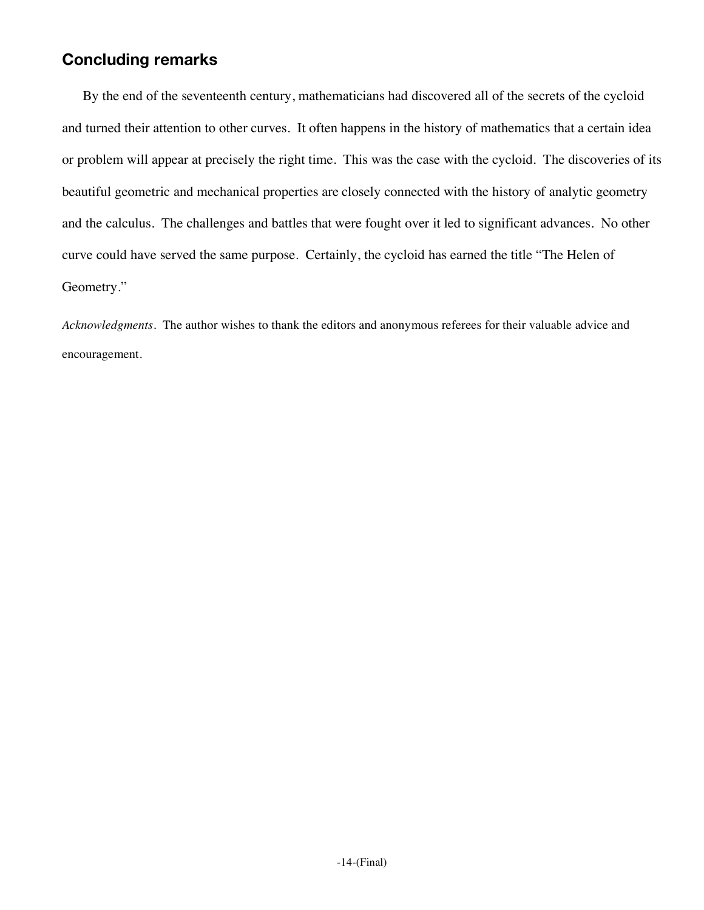## Concluding remarks

By the end of the seventeenth century, mathematicians had discovered all of the secrets of the cycloid and turned their attention to other curves. It often happens in the history of mathematics that a certain idea or problem will appear at precisely the right time. This was the case with the cycloid. The discoveries of its beautiful geometric and mechanical properties are closely connected with the history of analytic geometry and the calculus. The challenges and battles that were fought over it led to significant advances. No other curve could have served the same purpose. Certainly, the cycloid has earned the title "The Helen of Geometry."

*Acknowledgments*. The author wishes to thank the editors and anonymous referees for their valuable advice and encouragement.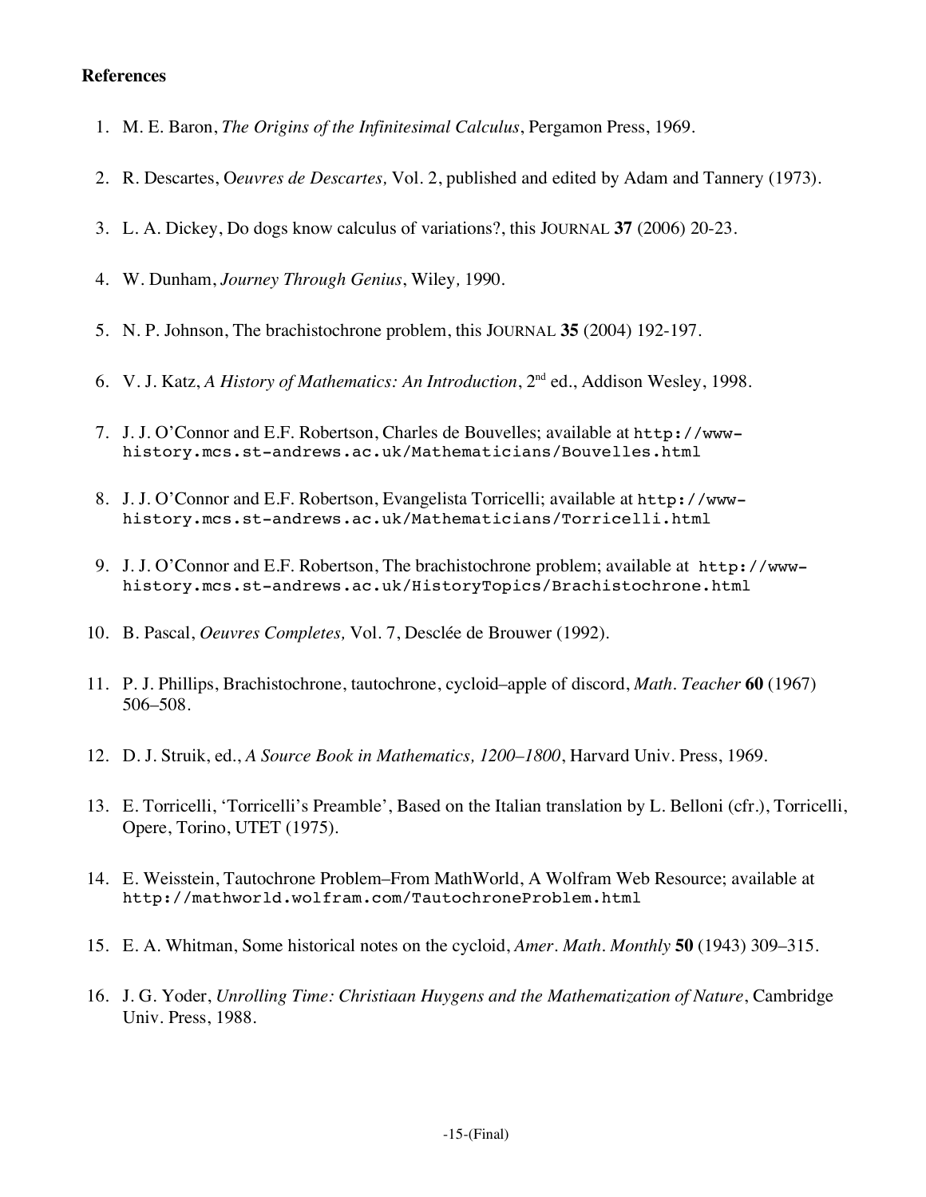## References

1. M. E. Baron, *The Origins of the Infinitesimal Calculus*, Pergamon Press, 1969.
2. R. Descartes, O*euvres de Descartes,* Vol. 2, published and edited by Adam and Tannery (1973).
3. L. A. Dickey, Do dogs know calculus of variations?, this JOURNAL **37** (2006) 20-23.
4. W. Dunham, *Journey Through Genius*, Wiley*,* 1990.
5. N. P. Johnson, The brachistochrone problem, this JOURNAL **35** (2004) 192-197.
6. V. J. Katz, *A History of Mathematics: An Introduction*, 2nd ed., Addison Wesley, 1998.
7. J. J. O'Connor and E.F. Robertson, Charles de Bouvelles; available at `http://www-history.mcs.st-andrews.ac.uk/Mathematicians/Bouvelles.html`
8. J. J. O'Connor and E.F. Robertson, Evangelista Torricelli; available at `http://www-history.mcs.st-andrews.ac.uk/Mathematicians/Torricelli.html`
9. J. J. O'Connor and E.F. Robertson, The brachistochrone problem; available at `http://www-history.mcs.st-andrews.ac.uk/HistoryTopics/Brachistochrone.html`
10. B. Pascal, *Oeuvres Completes,* Vol. 7, Desclée de Brouwer (1992).
11. P. J. Phillips, Brachistochrone, tautochrone, cycloid–apple of discord, *Math. Teacher* **60** (1967) 506–508.
12. D. J. Struik, ed., *A Source Book in Mathematics, 1200–1800*, Harvard Univ. Press, 1969.
13. E. Torricelli, 'Torricelli's Preamble', Based on the Italian translation by L. Belloni (cfr.), Torricelli, Opere, Torino, UTET (1975).
14. E. Weisstein, Tautochrone Problem–From MathWorld, A Wolfram Web Resource; available at `http://mathworld.wolfram.com/TautochroneProblem.html`
15. E. A. Whitman, Some historical notes on the cycloid, *Amer. Math. Monthly* **50** (1943) 309–315.
16. J. G. Yoder, *Unrolling Time: Christiaan Huygens and the Mathematization of Nature*, Cambridge Univ. Press, 1988.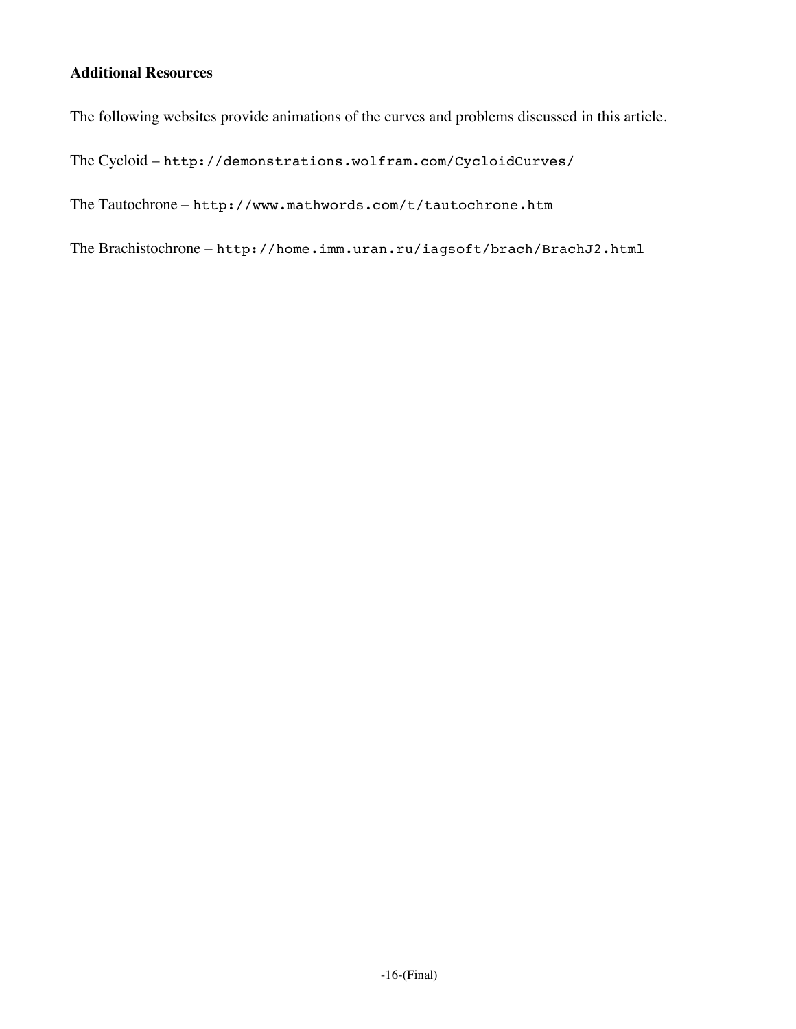**Additional Resources**

The following websites provide animations of the curves and problems discussed in this article.

The Cycloid – `http://demonstrations.wolfram.com/CycloidCurves/`

The Tautochrone – `http://www.mathwords.com/t/tautochrone.htm`

The Brachistochrone – `http://home.imm.uran.ru/iagsoft/brach/BrachJ2.html`